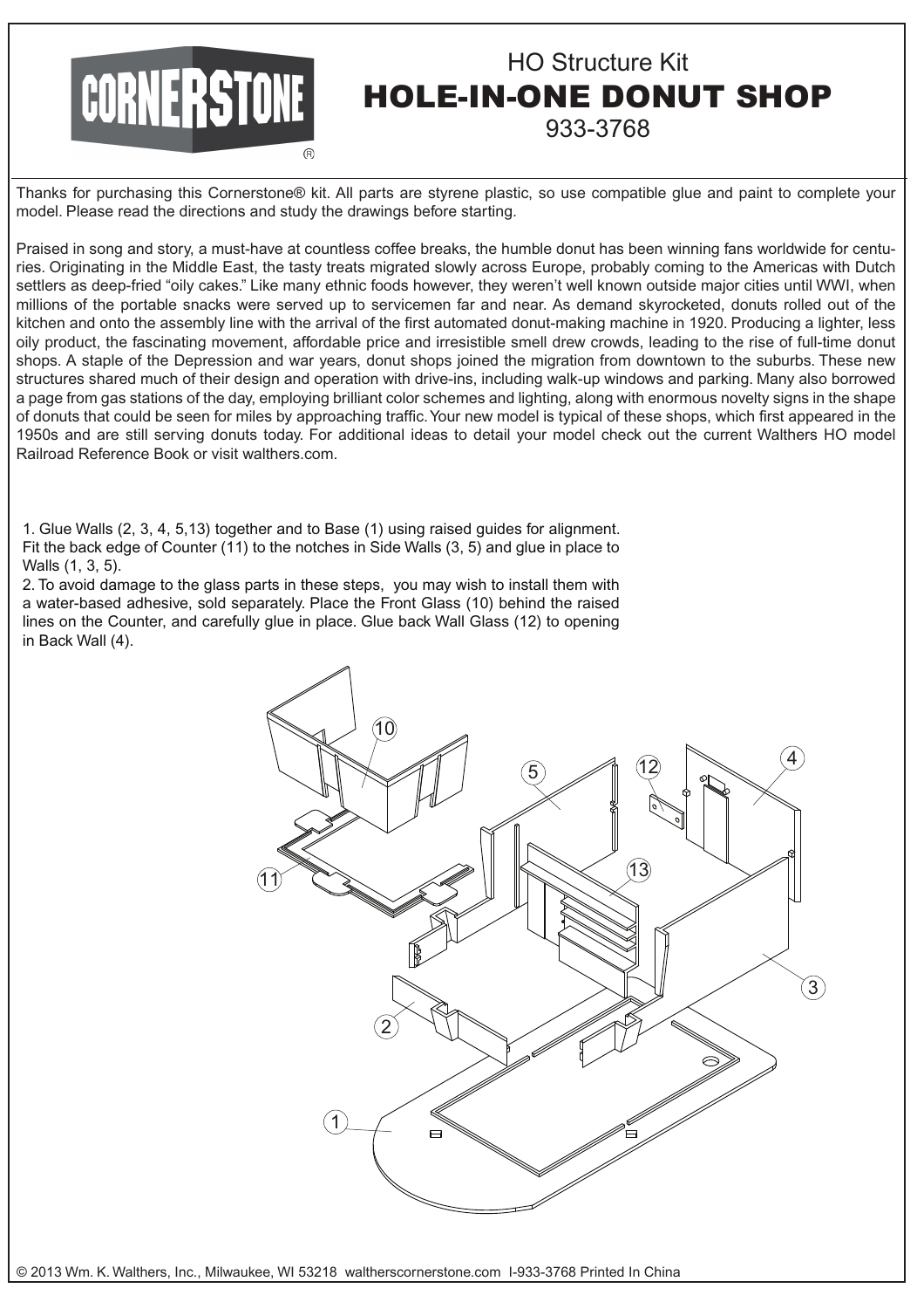CORNERSTONE®

# HO Structure Kit
## HOLE-IN-ONE DONUT SHOP
933-3768

Thanks for purchasing this Cornerstone® kit. All parts are styrene plastic, so use compatible glue and paint to complete your model. Please read the directions and study the drawings before starting.

Praised in song and story, a must-have at countless coffee breaks, the humble donut has been winning fans worldwide for centuries. Originating in the Middle East, the tasty treats migrated slowly across Europe, probably coming to the Americas with Dutch settlers as deep-fried "oily cakes." Like many ethnic foods however, they weren't well known outside major cities until WWI, when millions of the portable snacks were served up to servicemen far and near. As demand skyrocketed, donuts rolled out of the kitchen and onto the assembly line with the arrival of the first automated donut-making machine in 1920. Producing a lighter, less oily product, the fascinating movement, affordable price and irresistible smell drew crowds, leading to the rise of full-time donut shops. A staple of the Depression and war years, donut shops joined the migration from downtown to the suburbs. These new structures shared much of their design and operation with drive-ins, including walk-up windows and parking. Many also borrowed a page from gas stations of the day, employing brilliant color schemes and lighting, along with enormous novelty signs in the shape of donuts that could be seen for miles by approaching traffic. Your new model is typical of these shops, which first appeared in the 1950s and are still serving donuts today. For additional ideas to detail your model check out the current Walthers HO model Railroad Reference Book or visit walthers.com.

1. Glue Walls (2, 3, 4, 5,13) together and to Base (1) using raised guides for alignment. Fit the back edge of Counter (11) to the notches in Side Walls (3, 5) and glue in place to Walls (1, 3, 5).
2. To avoid damage to the glass parts in these steps, you may wish to install them with a water-based adhesive, sold separately. Place the Front Glass (10) behind the raised lines on the Counter, and carefully glue in place. Glue back Wall Glass (12) to opening in Back Wall (4).

© 2013 Wm. K. Walthers, Inc., Milwaukee, WI 53218 waltherscornerstone.com I-933-3768 Printed In China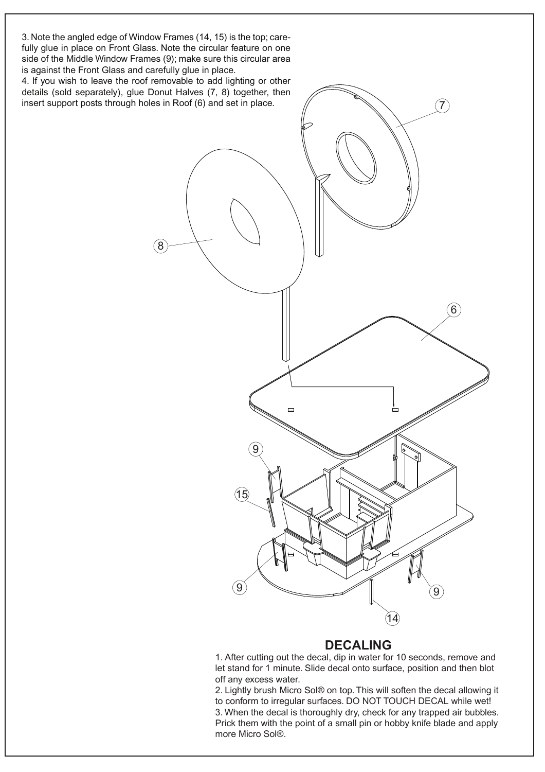3. Note the angled edge of Window Frames (14, 15) is the top; carefully glue in place on Front Glass. Note the circular feature on one side of the Middle Window Frames (9); make sure this circular area is against the Front Glass and carefully glue in place.

4. If you wish to leave the roof removable to add lighting or other details (sold separately), glue Donut Halves (7, 8) together, then insert support posts through holes in Roof (6) and set in place.

7

8

6

9

15

9

9

14

## DECALING

1. After cutting out the decal, dip in water for 10 seconds, remove and let stand for 1 minute. Slide decal onto surface, position and then blot off any excess water.

2. Lightly brush Micro Sol® on top. This will soften the decal allowing it to conform to irregular surfaces. DO NOT TOUCH DECAL while wet!

3. When the decal is thoroughly dry, check for any trapped air bubbles. Prick them with the point of a small pin or hobby knife blade and apply more Micro Sol®.